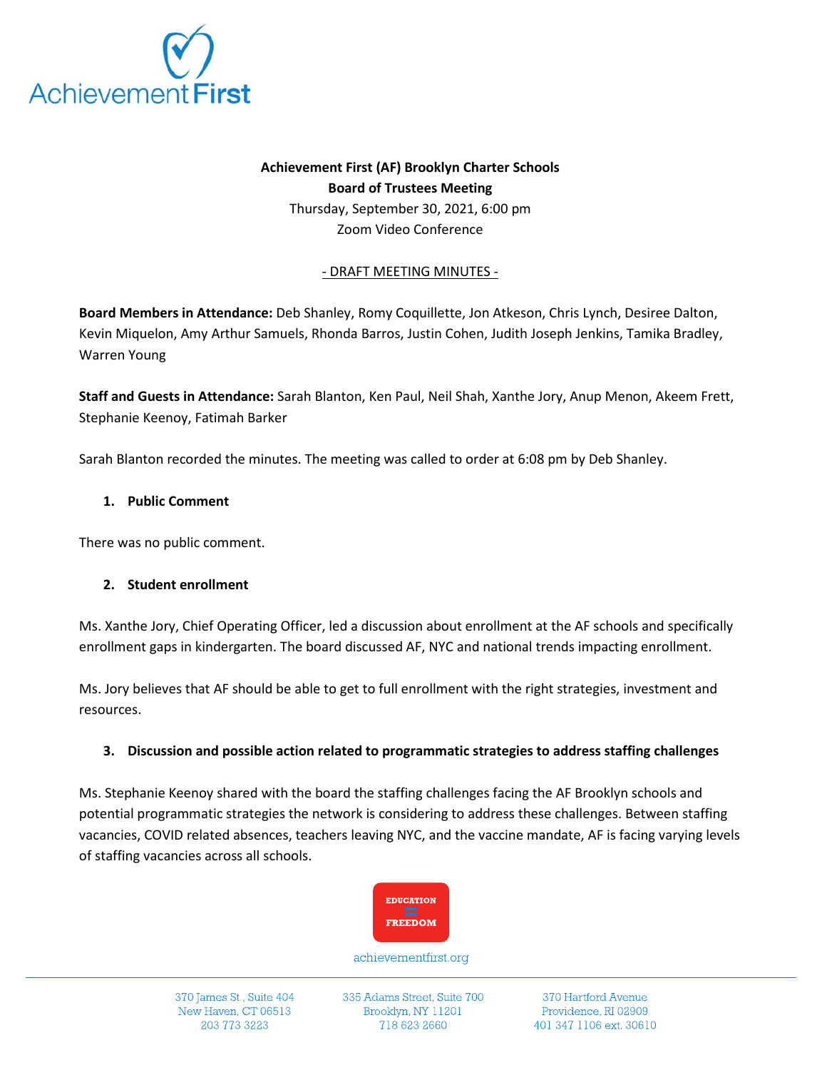**Achievement First (AF) Brooklyn Charter Schools**
**Board of Trustees Meeting**
Thursday, September 30, 2021, 6:00 pm
Zoom Video Conference

- DRAFT MEETING MINUTES -

**Board Members in Attendance:** Deb Shanley, Romy Coquillette, Jon Atkeson, Chris Lynch, Desiree Dalton, Kevin Miquelon, Amy Arthur Samuels, Rhonda Barros, Justin Cohen, Judith Joseph Jenkins, Tamika Bradley, Warren Young

**Staff and Guests in Attendance:** Sarah Blanton, Ken Paul, Neil Shah, Xanthe Jory, Anup Menon, Akeem Frett, Stephanie Keenoy, Fatimah Barker

Sarah Blanton recorded the minutes. The meeting was called to order at 6:08 pm by Deb Shanley.

1. **Public Comment**

There was no public comment.

2. **Student enrollment**

Ms. Xanthe Jory, Chief Operating Officer, led a discussion about enrollment at the AF schools and specifically enrollment gaps in kindergarten. The board discussed AF, NYC and national trends impacting enrollment.

Ms. Jory believes that AF should be able to get to full enrollment with the right strategies, investment and resources.

3. **Discussion and possible action related to programmatic strategies to address staffing challenges**

Ms. Stephanie Keenoy shared with the board the staffing challenges facing the AF Brooklyn schools and potential programmatic strategies the network is considering to address these challenges. Between staffing vacancies, COVID related absences, teachers leaving NYC, and the vaccine mandate, AF is facing varying levels of staffing vacancies across all schools.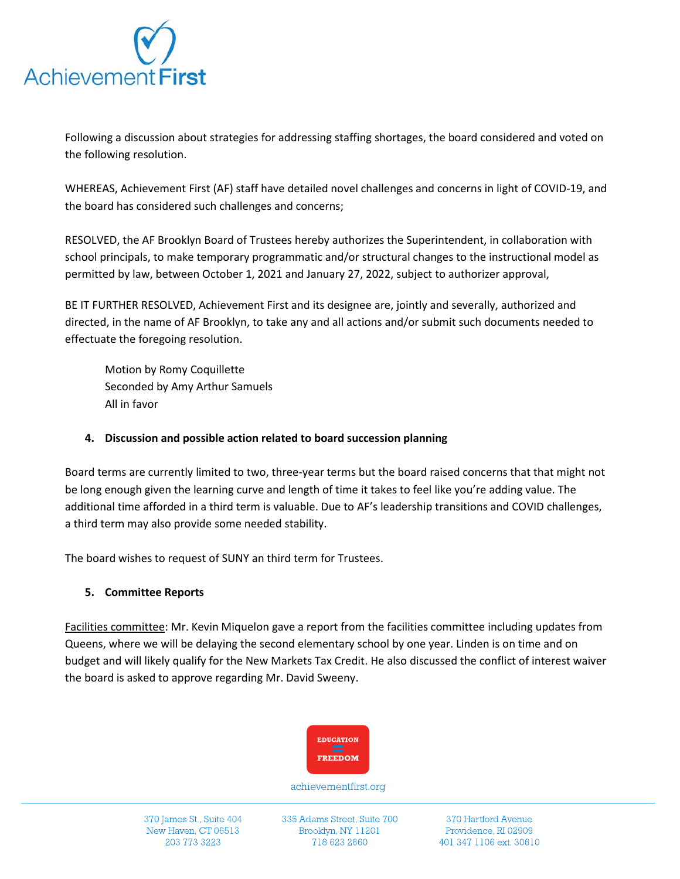Following a discussion about strategies for addressing staffing shortages, the board considered and voted on the following resolution.

WHEREAS, Achievement First (AF) staff have detailed novel challenges and concerns in light of COVID-19, and the board has considered such challenges and concerns;

RESOLVED, the AF Brooklyn Board of Trustees hereby authorizes the Superintendent, in collaboration with school principals, to make temporary programmatic and/or structural changes to the instructional model as permitted by law, between October 1, 2021 and January 27, 2022, subject to authorizer approval,

BE IT FURTHER RESOLVED, Achievement First and its designee are, jointly and severally, authorized and directed, in the name of AF Brooklyn, to take any and all actions and/or submit such documents needed to effectuate the foregoing resolution.

> Motion by Romy Coquillette
> Seconded by Amy Arthur Samuels
> All in favor

**4. Discussion and possible action related to board succession planning**

Board terms are currently limited to two, three-year terms but the board raised concerns that that might not be long enough given the learning curve and length of time it takes to feel like you're adding value. The additional time afforded in a third term is valuable. Due to AF's leadership transitions and COVID challenges, a third term may also provide some needed stability.

The board wishes to request of SUNY an third term for Trustees.

**5. Committee Reports**

Facilities committee: Mr. Kevin Miquelon gave a report from the facilities committee including updates from Queens, where we will be delaying the second elementary school by one year. Linden is on time and on budget and will likely qualify for the New Markets Tax Credit. He also discussed the conflict of interest waiver the board is asked to approve regarding Mr. David Sweeny.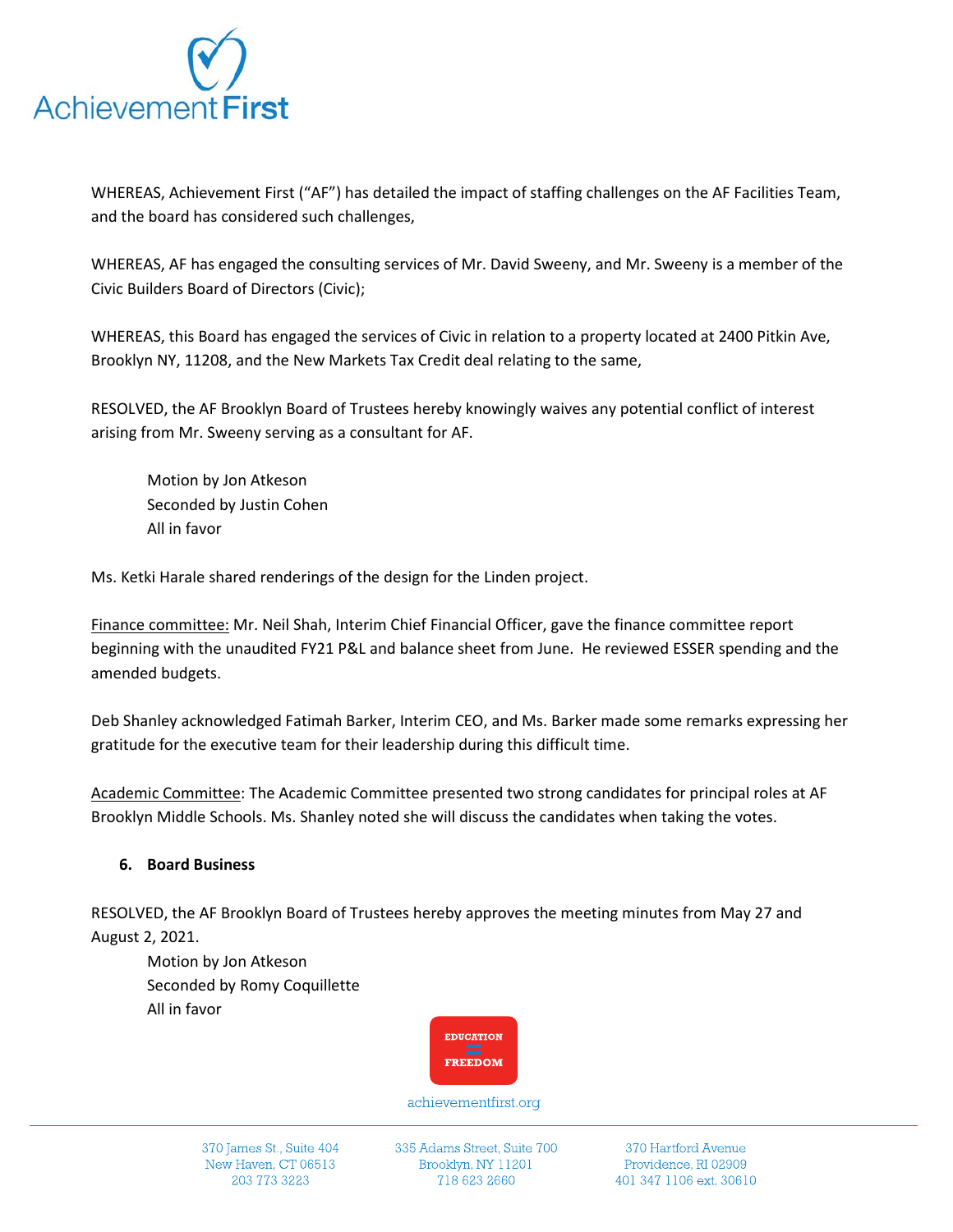WHEREAS, Achievement First ("AF") has detailed the impact of staffing challenges on the AF Facilities Team, and the board has considered such challenges,

WHEREAS, AF has engaged the consulting services of Mr. David Sweeny, and Mr. Sweeny is a member of the Civic Builders Board of Directors (Civic);

WHEREAS, this Board has engaged the services of Civic in relation to a property located at 2400 Pitkin Ave, Brooklyn NY, 11208, and the New Markets Tax Credit deal relating to the same,

RESOLVED, the AF Brooklyn Board of Trustees hereby knowingly waives any potential conflict of interest arising from Mr. Sweeny serving as a consultant for AF.

> Motion by Jon Atkeson
> Seconded by Justin Cohen
> All in favor

Ms. Ketki Harale shared renderings of the design for the Linden project.

Finance committee: Mr. Neil Shah, Interim Chief Financial Officer, gave the finance committee report beginning with the unaudited FY21 P&L and balance sheet from June. He reviewed ESSER spending and the amended budgets.

Deb Shanley acknowledged Fatimah Barker, Interim CEO, and Ms. Barker made some remarks expressing her gratitude for the executive team for their leadership during this difficult time.

Academic Committee: The Academic Committee presented two strong candidates for principal roles at AF Brooklyn Middle Schools. Ms. Shanley noted she will discuss the candidates when taking the votes.

6. **Board Business**

RESOLVED, the AF Brooklyn Board of Trustees hereby approves the meeting minutes from May 27 and August 2, 2021.

> Motion by Jon Atkeson
> Seconded by Romy Coquillette
> All in favor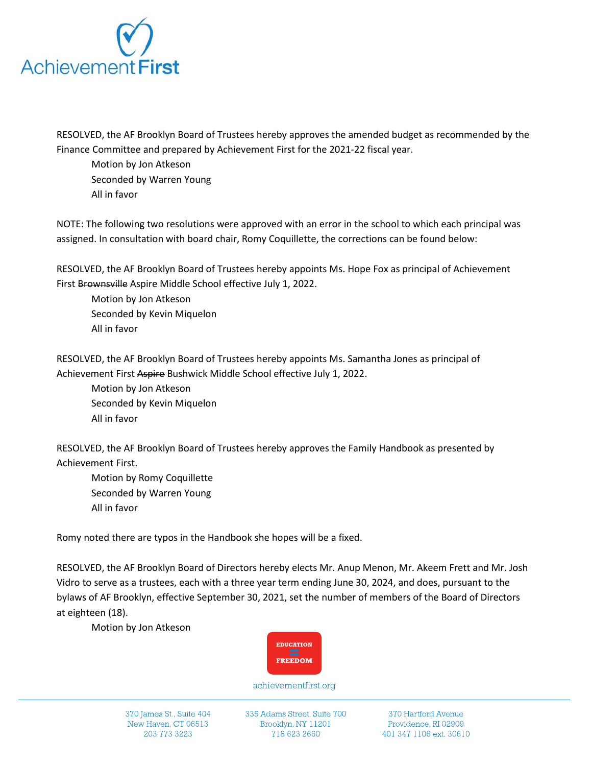RESOLVED, the AF Brooklyn Board of Trustees hereby approves the amended budget as recommended by the Finance Committee and prepared by Achievement First for the 2021-22 fiscal year.

Motion by Jon Atkeson
Seconded by Warren Young
All in favor

NOTE: The following two resolutions were approved with an error in the school to which each principal was assigned. In consultation with board chair, Romy Coquillette, the corrections can be found below:

RESOLVED, the AF Brooklyn Board of Trustees hereby appoints Ms. Hope Fox as principal of Achievement First ~~Brownsville~~ Aspire Middle School effective July 1, 2022.

Motion by Jon Atkeson
Seconded by Kevin Miquelon
All in favor

RESOLVED, the AF Brooklyn Board of Trustees hereby appoints Ms. Samantha Jones as principal of Achievement First ~~Aspire~~ Bushwick Middle School effective July 1, 2022.

Motion by Jon Atkeson
Seconded by Kevin Miquelon
All in favor

RESOLVED, the AF Brooklyn Board of Trustees hereby approves the Family Handbook as presented by Achievement First.

Motion by Romy Coquillette
Seconded by Warren Young
All in favor

Romy noted there are typos in the Handbook she hopes will be a fixed.

RESOLVED, the AF Brooklyn Board of Directors hereby elects Mr. Anup Menon, Mr. Akeem Frett and Mr. Josh Vidro to serve as a trustees, each with a three year term ending June 30, 2024, and does, pursuant to the bylaws of AF Brooklyn, effective September 30, 2021, set the number of members of the Board of Directors at eighteen (18).

Motion by Jon Atkeson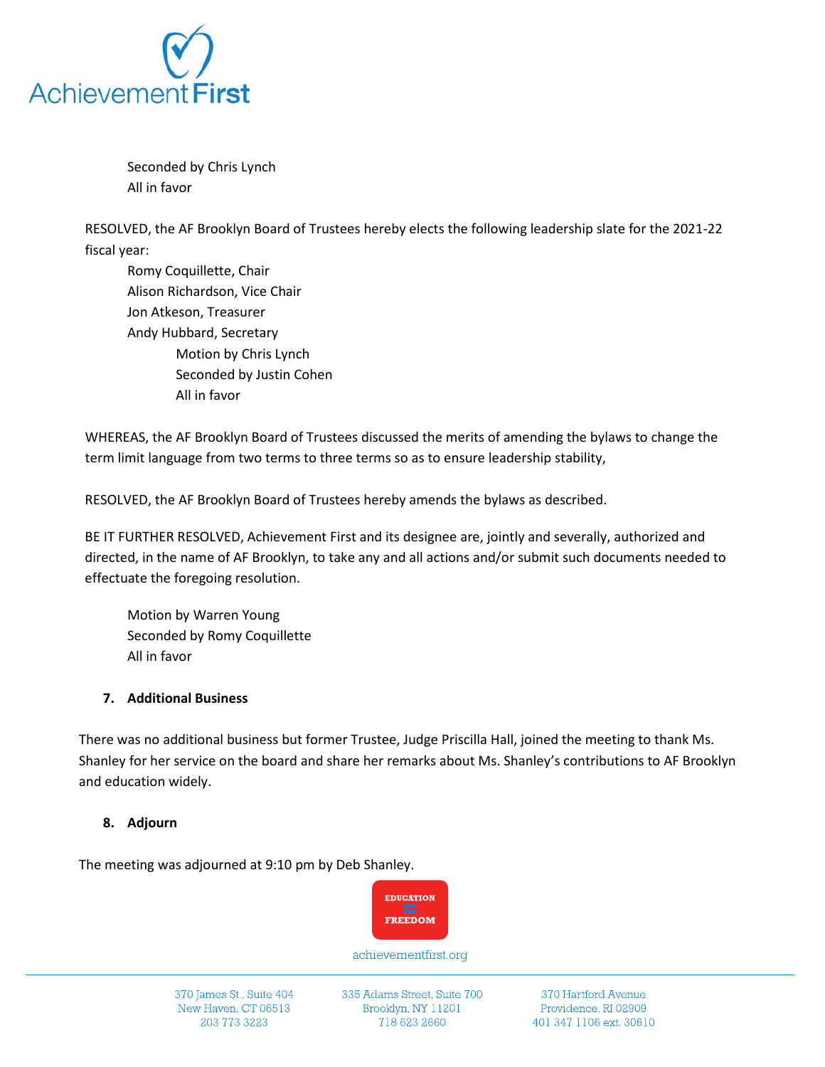Seconded by Chris Lynch
All in favor

RESOLVED, the AF Brooklyn Board of Trustees hereby elects the following leadership slate for the 2021-22 fiscal year:

Romy Coquillette, Chair
Alison Richardson, Vice Chair
Jon Atkeson, Treasurer
Andy Hubbard, Secretary

Motion by Chris Lynch
Seconded by Justin Cohen
All in favor

WHEREAS, the AF Brooklyn Board of Trustees discussed the merits of amending the bylaws to change the term limit language from two terms to three terms so as to ensure leadership stability,

RESOLVED, the AF Brooklyn Board of Trustees hereby amends the bylaws as described.

BE IT FURTHER RESOLVED, Achievement First and its designee are, jointly and severally, authorized and directed, in the name of AF Brooklyn, to take any and all actions and/or submit such documents needed to effectuate the foregoing resolution.

Motion by Warren Young
Seconded by Romy Coquillette
All in favor

**7. Additional Business**

There was no additional business but former Trustee, Judge Priscilla Hall, joined the meeting to thank Ms. Shanley for her service on the board and share her remarks about Ms. Shanley's contributions to AF Brooklyn and education widely.

**8. Adjourn**

The meeting was adjourned at 9:10 pm by Deb Shanley.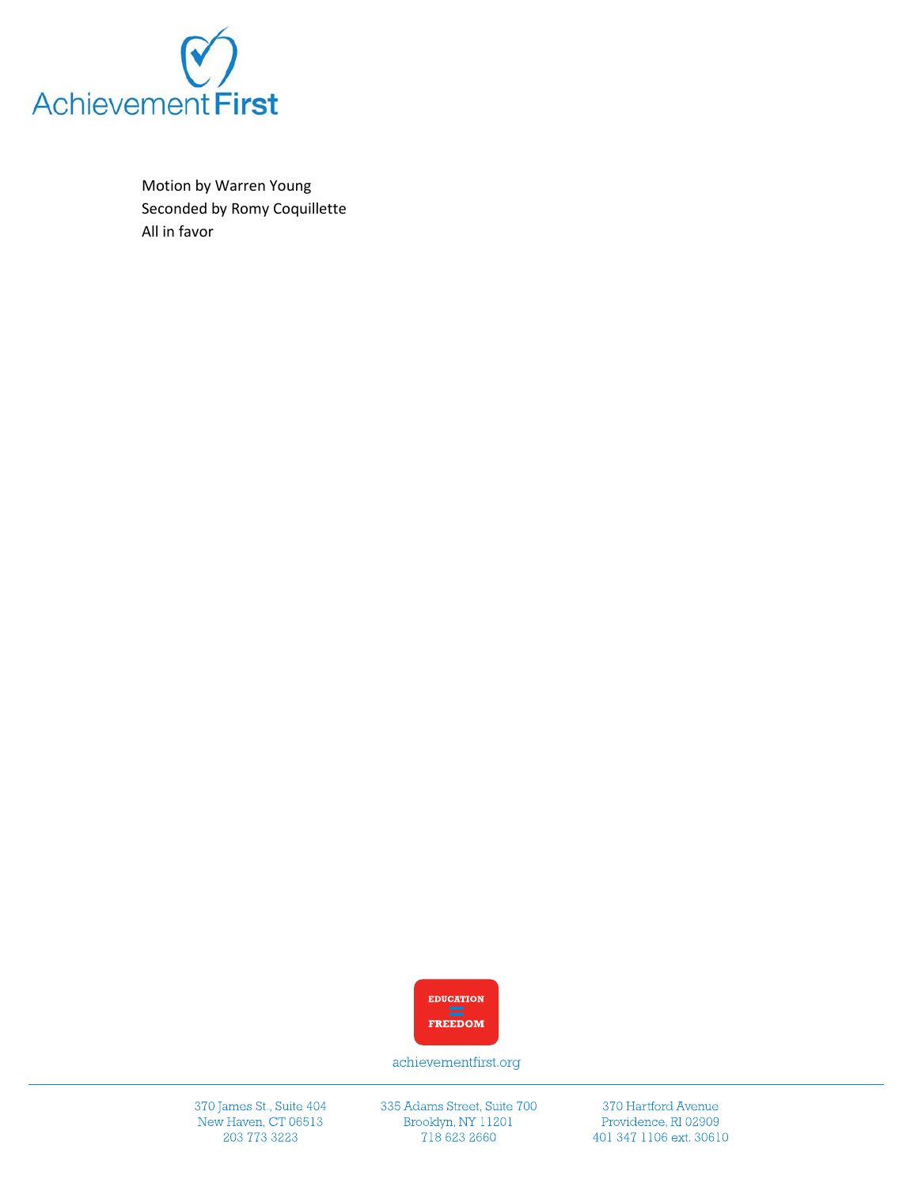Motion by Warren Young
Seconded by Romy Coquillette
All in favor